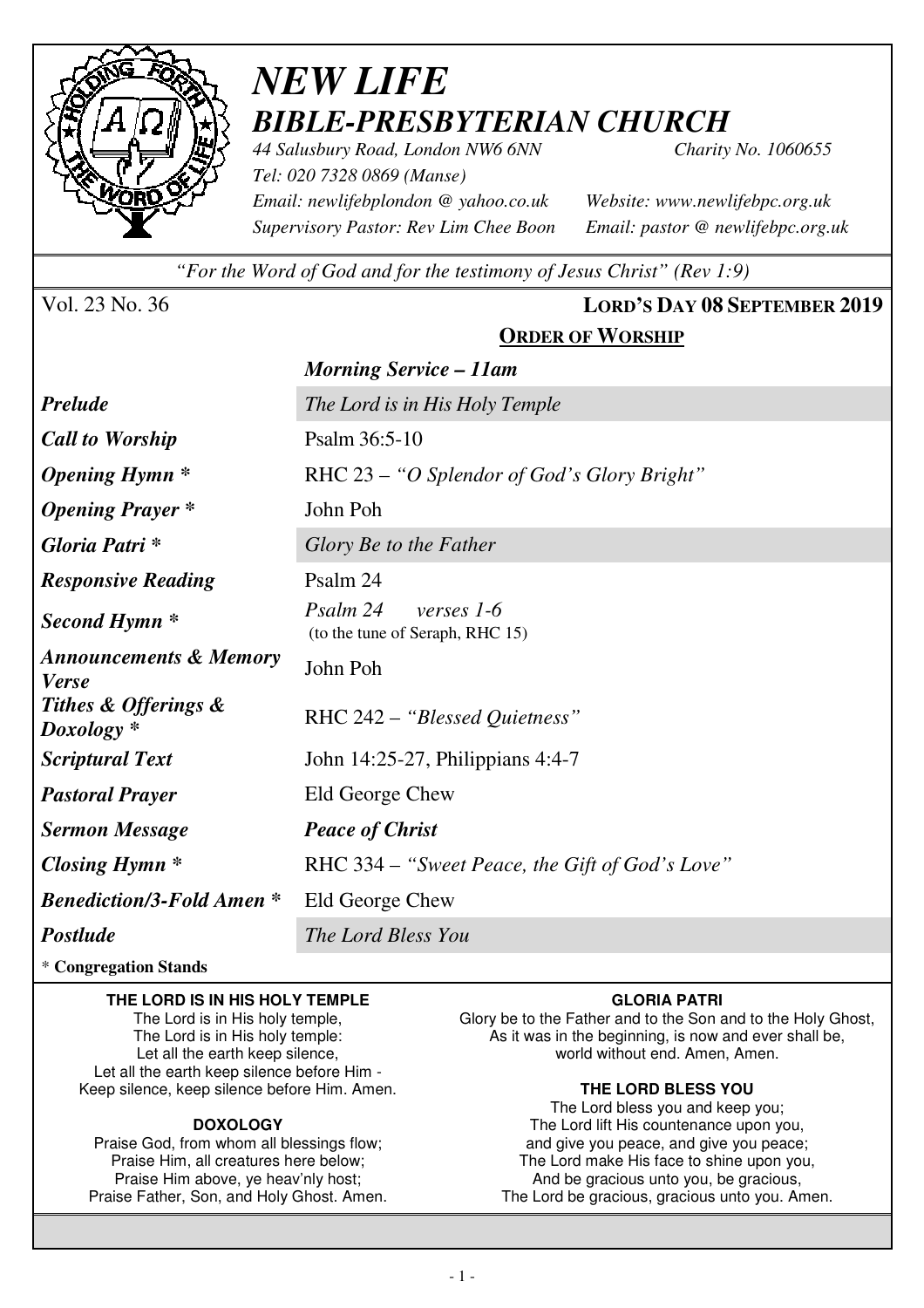# *NEW LIFE*
## *BIBLE-PRESBYTERIAN CHURCH*

*44 Salusbury Road, London NW6 6NN* *Charity No. 1060655*
*Tel: 020 7328 0869 (Manse)*
*Email: newlifebplondon @ yahoo.co.uk* *Website: www.newlifebpc.org.uk*
*Supervisory Pastor: Rev Lim Chee Boon* *Email: pastor @ newlifebpc.org.uk*

*"For the Word of God and for the testimony of Jesus Christ" (Rev 1:9)*

Vol. 23 No. 36 **LORD'S DAY 08 SEPTEMBER 2019**

## ORDER OF WORSHIP

| | *Morning Service – 11am* |
|---|---|
| ***Prelude*** | *The Lord is in His Holy Temple* |
| ***Call to Worship*** | Psalm 36:5-10 |
| ***Opening Hymn **** | RHC 23 – *"O Splendor of God's Glory Bright"* |
| ***Opening Prayer **** | John Poh |
| ***Gloria Patri **** | *Glory Be to the Father* |
| ***Responsive Reading*** | Psalm 24 |
| ***Second Hymn **** | *Psalm 24 verses 1-6* (to the tune of Seraph, RHC 15) |
| ***Announcements & Memory Verse*** | John Poh |
| ***Tithes & Offerings & Doxology **** | RHC 242 – *"Blessed Quietness"* |
| ***Scriptural Text*** | John 14:25-27, Philippians 4:4-7 |
| ***Pastoral Prayer*** | Eld George Chew |
| ***Sermon Message*** | ***Peace of Christ*** |
| ***Closing Hymn **** | RHC 334 – *"Sweet Peace, the Gift of God's Love"* |
| ***Benediction/3-Fold Amen **** | Eld George Chew |
| ***Postlude*** | *The Lord Bless You* |

\* **Congregation Stands**

**THE LORD IS IN HIS HOLY TEMPLE**

The Lord is in His holy temple,
The Lord is in His holy temple:
Let all the earth keep silence,
Let all the earth keep silence before Him -
Keep silence, keep silence before Him. Amen.

**DOXOLOGY**

Praise God, from whom all blessings flow;
Praise Him, all creatures here below;
Praise Him above, ye heav'nly host;
Praise Father, Son, and Holy Ghost. Amen.

**GLORIA PATRI**

Glory be to the Father and to the Son and to the Holy Ghost,
As it was in the beginning, is now and ever shall be,
world without end. Amen, Amen.

**THE LORD BLESS YOU**

The Lord bless you and keep you;
The Lord lift His countenance upon you,
and give you peace, and give you peace;
The Lord make His face to shine upon you,
And be gracious unto you, be gracious,
The Lord be gracious, gracious unto you. Amen.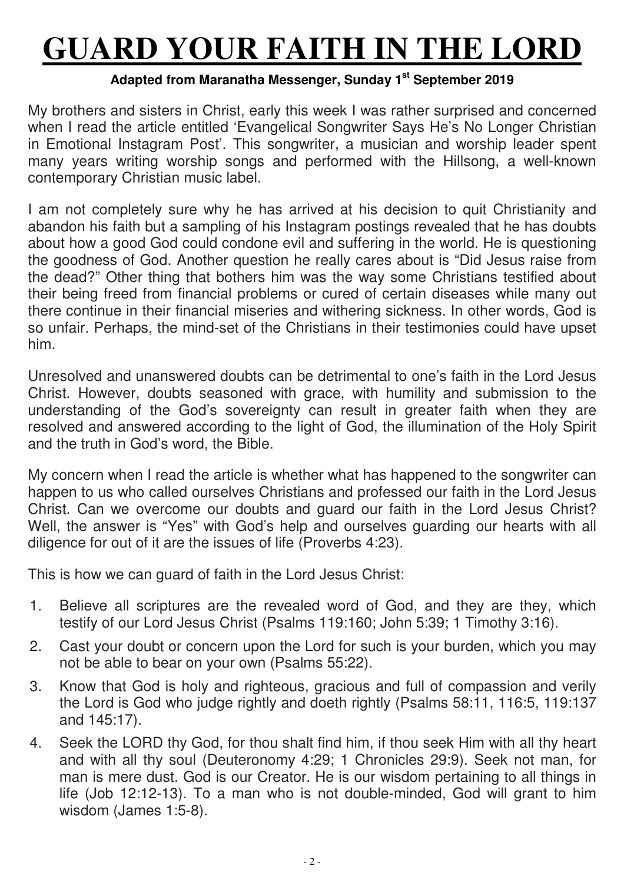# GUARD YOUR FAITH IN THE LORD

**Adapted from Maranatha Messenger, Sunday 1st September 2019**

My brothers and sisters in Christ, early this week I was rather surprised and concerned when I read the article entitled 'Evangelical Songwriter Says He's No Longer Christian in Emotional Instagram Post'. This songwriter, a musician and worship leader spent many years writing worship songs and performed with the Hillsong, a well-known contemporary Christian music label.

I am not completely sure why he has arrived at his decision to quit Christianity and abandon his faith but a sampling of his Instagram postings revealed that he has doubts about how a good God could condone evil and suffering in the world. He is questioning the goodness of God. Another question he really cares about is "Did Jesus raise from the dead?" Other thing that bothers him was the way some Christians testified about their being freed from financial problems or cured of certain diseases while many out there continue in their financial miseries and withering sickness. In other words, God is so unfair. Perhaps, the mind-set of the Christians in their testimonies could have upset him.

Unresolved and unanswered doubts can be detrimental to one's faith in the Lord Jesus Christ. However, doubts seasoned with grace, with humility and submission to the understanding of the God's sovereignty can result in greater faith when they are resolved and answered according to the light of God, the illumination of the Holy Spirit and the truth in God's word, the Bible.

My concern when I read the article is whether what has happened to the songwriter can happen to us who called ourselves Christians and professed our faith in the Lord Jesus Christ. Can we overcome our doubts and guard our faith in the Lord Jesus Christ? Well, the answer is "Yes" with God's help and ourselves guarding our hearts with all diligence for out of it are the issues of life (Proverbs 4:23).

This is how we can guard of faith in the Lord Jesus Christ:

1. Believe all scriptures are the revealed word of God, and they are they, which testify of our Lord Jesus Christ (Psalms 119:160; John 5:39; 1 Timothy 3:16).
2. Cast your doubt or concern upon the Lord for such is your burden, which you may not be able to bear on your own (Psalms 55:22).
3. Know that God is holy and righteous, gracious and full of compassion and verily the Lord is God who judge rightly and doeth rightly (Psalms 58:11, 116:5, 119:137 and 145:17).
4. Seek the LORD thy God, for thou shalt find him, if thou seek Him with all thy heart and with all thy soul (Deuteronomy 4:29; 1 Chronicles 29:9). Seek not man, for man is mere dust. God is our Creator. He is our wisdom pertaining to all things in life (Job 12:12-13). To a man who is not double-minded, God will grant to him wisdom (James 1:5-8).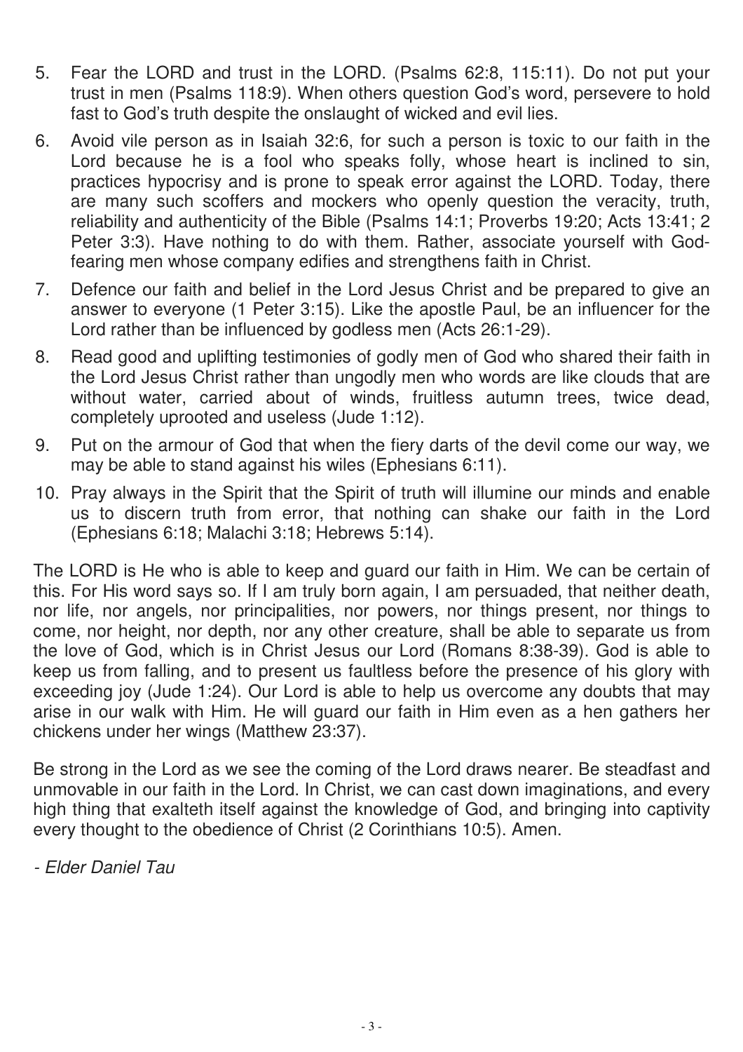5. Fear the LORD and trust in the LORD. (Psalms 62:8, 115:11). Do not put your trust in men (Psalms 118:9). When others question God's word, persevere to hold fast to God's truth despite the onslaught of wicked and evil lies.
6. Avoid vile person as in Isaiah 32:6, for such a person is toxic to our faith in the Lord because he is a fool who speaks folly, whose heart is inclined to sin, practices hypocrisy and is prone to speak error against the LORD. Today, there are many such scoffers and mockers who openly question the veracity, truth, reliability and authenticity of the Bible (Psalms 14:1; Proverbs 19:20; Acts 13:41; 2 Peter 3:3). Have nothing to do with them. Rather, associate yourself with God-fearing men whose company edifies and strengthens faith in Christ.
7. Defence our faith and belief in the Lord Jesus Christ and be prepared to give an answer to everyone (1 Peter 3:15). Like the apostle Paul, be an influencer for the Lord rather than be influenced by godless men (Acts 26:1-29).
8. Read good and uplifting testimonies of godly men of God who shared their faith in the Lord Jesus Christ rather than ungodly men who words are like clouds that are without water, carried about of winds, fruitless autumn trees, twice dead, completely uprooted and useless (Jude 1:12).
9. Put on the armour of God that when the fiery darts of the devil come our way, we may be able to stand against his wiles (Ephesians 6:11).
10. Pray always in the Spirit that the Spirit of truth will illumine our minds and enable us to discern truth from error, that nothing can shake our faith in the Lord (Ephesians 6:18; Malachi 3:18; Hebrews 5:14).

The LORD is He who is able to keep and guard our faith in Him. We can be certain of this. For His word says so. If I am truly born again, I am persuaded, that neither death, nor life, nor angels, nor principalities, nor powers, nor things present, nor things to come, nor height, nor depth, nor any other creature, shall be able to separate us from the love of God, which is in Christ Jesus our Lord (Romans 8:38-39). God is able to keep us from falling, and to present us faultless before the presence of his glory with exceeding joy (Jude 1:24). Our Lord is able to help us overcome any doubts that may arise in our walk with Him. He will guard our faith in Him even as a hen gathers her chickens under her wings (Matthew 23:37).

Be strong in the Lord as we see the coming of the Lord draws nearer. Be steadfast and unmovable in our faith in the Lord. In Christ, we can cast down imaginations, and every high thing that exalteth itself against the knowledge of God, and bringing into captivity every thought to the obedience of Christ (2 Corinthians 10:5). Amen.

*- Elder Daniel Tau*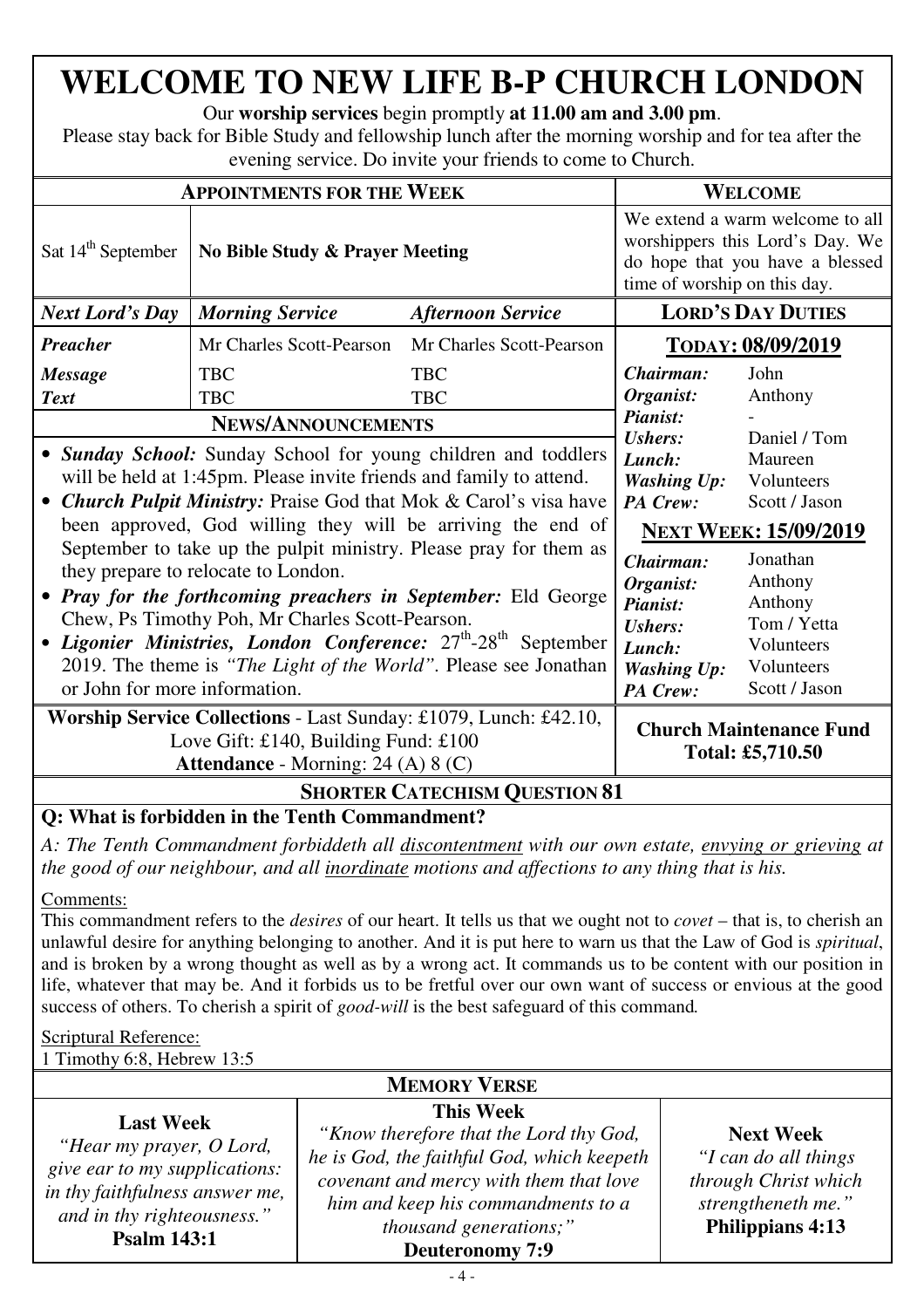# WELCOME TO NEW LIFE B-P CHURCH LONDON

Our **worship services** begin promptly **at 11.00 am and 3.00 pm**.

Please stay back for Bible Study and fellowship lunch after the morning worship and for tea after the evening service. Do invite your friends to come to Church.

## APPOINTMENTS FOR THE WEEK

| | |
|---|---|
| Sat 14th September | **No Bible Study & Prayer Meeting** |

| ***Next Lord's Day*** | ***Morning Service*** | ***Afternoon Service*** |
|---|---|---|
| ***Preacher*** | Mr Charles Scott-Pearson | Mr Charles Scott-Pearson |
| ***Message*** | TBC | TBC |
| ***Text*** | TBC | TBC |

## WELCOME

We extend a warm welcome to all worshippers this Lord's Day. We do hope that you have a blessed time of worship on this day.

## LORD'S DAY DUTIES

**TODAY: 08/09/2019**

| | |
|---|---|
| ***Chairman:*** | John |
| ***Organist:*** | Anthony |
| ***Pianist:*** | - |
| ***Ushers:*** | Daniel / Tom |
| ***Lunch:*** | Maureen |
| ***Washing Up:*** | Volunteers |
| ***PA Crew:*** | Scott / Jason |

**NEXT WEEK: 15/09/2019**

| | |
|---|---|
| ***Chairman:*** | Jonathan |
| ***Organist:*** | Anthony |
| ***Pianist:*** | Anthony |
| ***Ushers:*** | Tom / Yetta |
| ***Lunch:*** | Volunteers |
| ***Washing Up:*** | Volunteers |
| ***PA Crew:*** | Scott / Jason |

## NEWS/ANNOUNCEMENTS

- ***Sunday School:*** Sunday School for young children and toddlers will be held at 1:45pm. Please invite friends and family to attend.
- ***Church Pulpit Ministry:*** Praise God that Mok & Carol's visa have been approved, God willing they will be arriving the end of September to take up the pulpit ministry. Please pray for them as they prepare to relocate to London.
- ***Pray for the forthcoming preachers in September:*** Eld George Chew, Ps Timothy Poh, Mr Charles Scott-Pearson.
- ***Ligonier Ministries, London Conference:*** 27th-28th September 2019. The theme is *"The Light of the World"*. Please see Jonathan or John for more information.

**Worship Service Collections** - Last Sunday: £1079, Lunch: £42.10, Love Gift: £140, Building Fund: £100

**Attendance** - Morning: 24 (A) 8 (C)

**Church Maintenance Fund Total: £5,710.50**

## SHORTER CATECHISM QUESTION 81

**Q: What is forbidden in the Tenth Commandment?**

*A: The Tenth Commandment forbiddeth all discontentment with our own estate, envying or grieving at the good of our neighbour, and all inordinate motions and affections to any thing that is his.*

Comments:

This commandment refers to the *desires* of our heart. It tells us that we ought not to *covet* – that is, to cherish an unlawful desire for anything belonging to another. And it is put here to warn us that the Law of God is *spiritual*, and is broken by a wrong thought as well as by a wrong act. It commands us to be content with our position in life, whatever that may be. And it forbids us to be fretful over our own want of success or envious at the good success of others. To cherish a spirit of *good-will* is the best safeguard of this command.

Scriptural Reference:

1 Timothy 6:8, Hebrew 13:5

## MEMORY VERSE

**Last Week**

*"Hear my prayer, O Lord, give ear to my supplications: in thy faithfulness answer me, and in thy righteousness."*

**Psalm 143:1**

**This Week**

*"Know therefore that the Lord thy God, he is God, the faithful God, which keepeth covenant and mercy with them that love him and keep his commandments to a thousand generations;"*

**Deuteronomy 7:9**

**Next Week**

*"I can do all things through Christ which strengtheneth me."*

**Philippians 4:13**